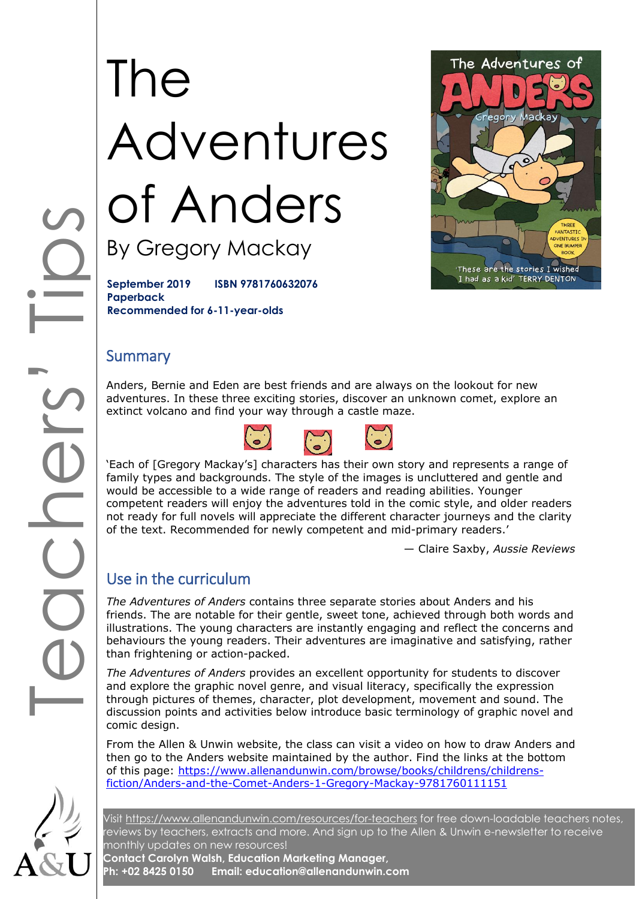# The Adventures of Anders

## By Gregory Mackay

**September 2019** **ISBN 9781760632076**
**Paperback**
**Recommended for 6-11-year-olds**

## Summary

Anders, Bernie and Eden are best friends and are always on the lookout for new adventures. In these three exciting stories, discover an unknown comet, explore an extinct volcano and find your way through a castle maze.

'Each of [Gregory Mackay's] characters has their own story and represents a range of family types and backgrounds. The style of the images is uncluttered and gentle and would be accessible to a wide range of readers and reading abilities. Younger competent readers will enjoy the adventures told in the comic style, and older readers not ready for full novels will appreciate the different character journeys and the clarity of the text. Recommended for newly competent and mid-primary readers.'

— Claire Saxby, *Aussie Reviews*

## Use in the curriculum

*The Adventures of Anders* contains three separate stories about Anders and his friends. The are notable for their gentle, sweet tone, achieved through both words and illustrations. The young characters are instantly engaging and reflect the concerns and behaviours the young readers. Their adventures are imaginative and satisfying, rather than frightening or action-packed.

*The Adventures of Anders* provides an excellent opportunity for students to discover and explore the graphic novel genre, and visual literacy, specifically the expression through pictures of themes, character, plot development, movement and sound. The discussion points and activities below introduce basic terminology of graphic novel and comic design.

From the Allen & Unwin website, the class can visit a video on how to draw Anders and then go to the Anders website maintained by the author. Find the links at the bottom of this page: https://www.allenandunwin.com/browse/books/childrens/childrens-fiction/Anders-and-the-Comet-Anders-1-Gregory-Mackay-9781760111151

Visit https://www.allenandunwin.com/resources/for-teachers for free down-loadable teachers notes, reviews by teachers, extracts and more. And sign up to the Allen & Unwin e-newsletter to receive monthly updates on new resources!
**Contact Carolyn Walsh, Education Marketing Manager,**
**Ph: +02 8425 0150 Email: education@allenandunwin.com**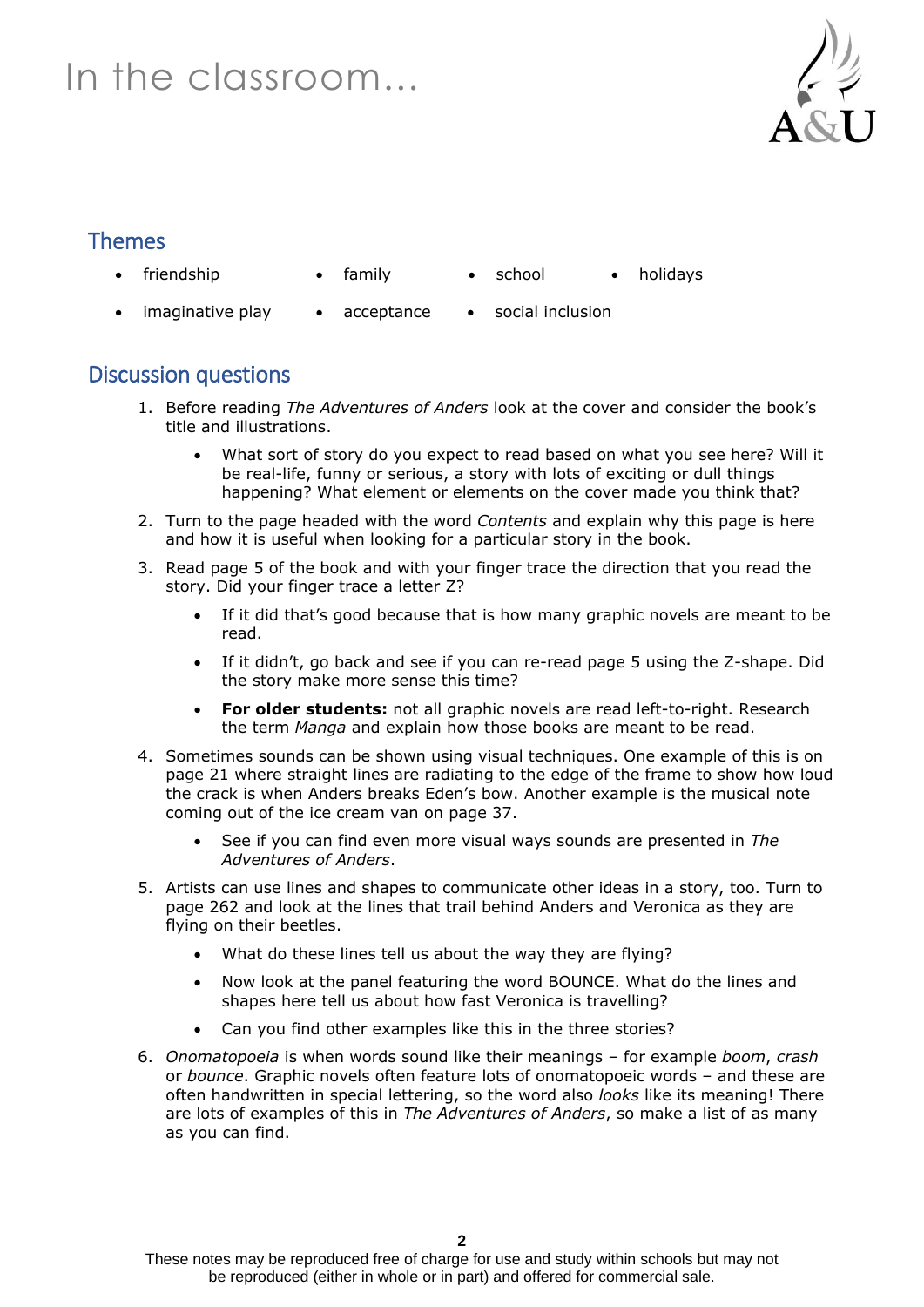# In the classroom...

## Themes

- friendship
- family
- school
- holidays
- imaginative play
- acceptance
- social inclusion

## Discussion questions

1. Before reading *The Adventures of Anders* look at the cover and consider the book's title and illustrations.
   - What sort of story do you expect to read based on what you see here? Will it be real-life, funny or serious, a story with lots of exciting or dull things happening? What element or elements on the cover made you think that?
2. Turn to the page headed with the word *Contents* and explain why this page is here and how it is useful when looking for a particular story in the book.
3. Read page 5 of the book and with your finger trace the direction that you read the story. Did your finger trace a letter Z?
   - If it did that's good because that is how many graphic novels are meant to be read.
   - If it didn't, go back and see if you can re-read page 5 using the Z-shape. Did the story make more sense this time?
   - **For older students:** not all graphic novels are read left-to-right. Research the term *Manga* and explain how those books are meant to be read.
4. Sometimes sounds can be shown using visual techniques. One example of this is on page 21 where straight lines are radiating to the edge of the frame to show how loud the crack is when Anders breaks Eden's bow. Another example is the musical note coming out of the ice cream van on page 37.
   - See if you can find even more visual ways sounds are presented in *The Adventures of Anders*.
5. Artists can use lines and shapes to communicate other ideas in a story, too. Turn to page 262 and look at the lines that trail behind Anders and Veronica as they are flying on their beetles.
   - What do these lines tell us about the way they are flying?
   - Now look at the panel featuring the word BOUNCE. What do the lines and shapes here tell us about how fast Veronica is travelling?
   - Can you find other examples like this in the three stories?
6. *Onomatopoeia* is when words sound like their meanings – for example *boom*, *crash* or *bounce*. Graphic novels often feature lots of onomatopoeic words – and these are often handwritten in special lettering, so the word also *looks* like its meaning! There are lots of examples of this in *The Adventures of Anders*, so make a list of as many as you can find.

These notes may be reproduced free of charge for use and study within schools but may not be reproduced (either in whole or in part) and offered for commercial sale.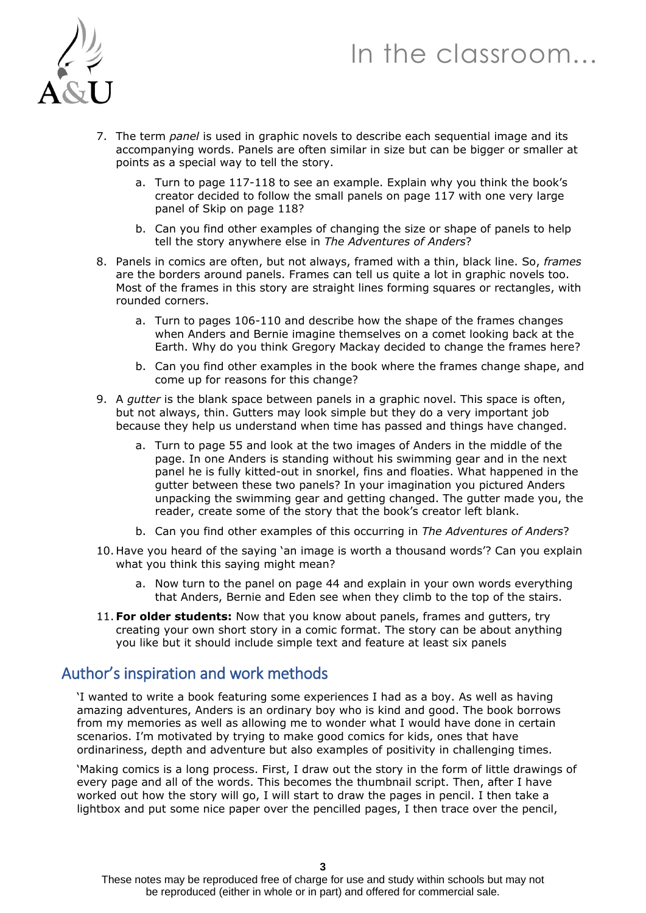7. The term *panel* is used in graphic novels to describe each sequential image and its accompanying words. Panels are often similar in size but can be bigger or smaller at points as a special way to tell the story.

   a. Turn to page 117-118 to see an example. Explain why you think the book's creator decided to follow the small panels on page 117 with one very large panel of Skip on page 118?

   b. Can you find other examples of changing the size or shape of panels to help tell the story anywhere else in *The Adventures of Anders*?

8. Panels in comics are often, but not always, framed with a thin, black line. So, *frames* are the borders around panels. Frames can tell us quite a lot in graphic novels too. Most of the frames in this story are straight lines forming squares or rectangles, with rounded corners.

   a. Turn to pages 106-110 and describe how the shape of the frames changes when Anders and Bernie imagine themselves on a comet looking back at the Earth. Why do you think Gregory Mackay decided to change the frames here?

   b. Can you find other examples in the book where the frames change shape, and come up for reasons for this change?

9. A *gutter* is the blank space between panels in a graphic novel. This space is often, but not always, thin. Gutters may look simple but they do a very important job because they help us understand when time has passed and things have changed.

   a. Turn to page 55 and look at the two images of Anders in the middle of the page. In one Anders is standing without his swimming gear and in the next panel he is fully kitted-out in snorkel, fins and floaties. What happened in the gutter between these two panels? In your imagination you pictured Anders unpacking the swimming gear and getting changed. The gutter made you, the reader, create some of the story that the book's creator left blank.

   b. Can you find other examples of this occurring in *The Adventures of Anders*?

10. Have you heard of the saying 'an image is worth a thousand words'? Can you explain what you think this saying might mean?

    a. Now turn to the panel on page 44 and explain in your own words everything that Anders, Bernie and Eden see when they climb to the top of the stairs.

11. **For older students:** Now that you know about panels, frames and gutters, try creating your own short story in a comic format. The story can be about anything you like but it should include simple text and feature at least six panels

## Author's inspiration and work methods

'I wanted to write a book featuring some experiences I had as a boy. As well as having amazing adventures, Anders is an ordinary boy who is kind and good. The book borrows from my memories as well as allowing me to wonder what I would have done in certain scenarios. I'm motivated by trying to make good comics for kids, ones that have ordinariness, depth and adventure but also examples of positivity in challenging times.

'Making comics is a long process. First, I draw out the story in the form of little drawings of every page and all of the words. This becomes the thumbnail script. Then, after I have worked out how the story will go, I will start to draw the pages in pencil. I then take a lightbox and put some nice paper over the pencilled pages, I then trace over the pencil,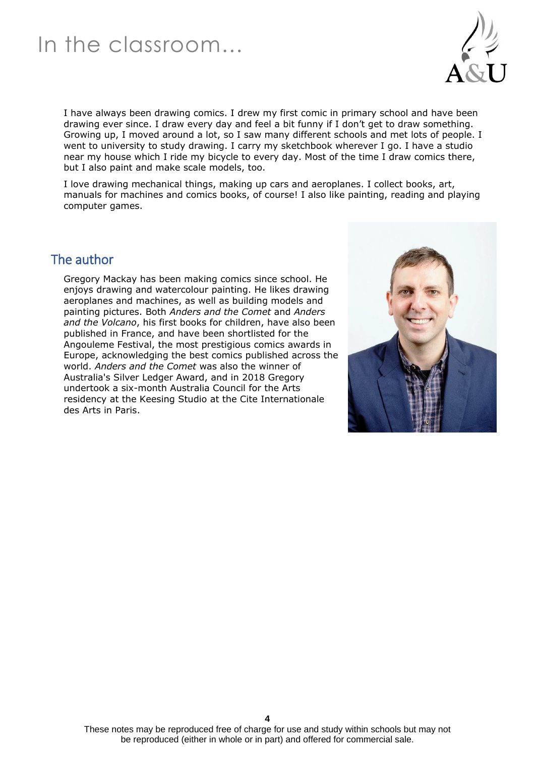# In the classroom...

I have always been drawing comics. I drew my first comic in primary school and have been drawing ever since. I draw every day and feel a bit funny if I don't get to draw something. Growing up, I moved around a lot, so I saw many different schools and met lots of people. I went to university to study drawing. I carry my sketchbook wherever I go. I have a studio near my house which I ride my bicycle to every day. Most of the time I draw comics there, but I also paint and make scale models, too.

I love drawing mechanical things, making up cars and aeroplanes. I collect books, art, manuals for machines and comics books, of course! I also like painting, reading and playing computer games.

## The author

Gregory Mackay has been making comics since school. He enjoys drawing and watercolour painting. He likes drawing aeroplanes and machines, as well as building models and painting pictures. Both *Anders and the Comet* and *Anders and the Volcano*, his first books for children, have also been published in France, and have been shortlisted for the Angouleme Festival, the most prestigious comics awards in Europe, acknowledging the best comics published across the world. *Anders and the Comet* was also the winner of Australia's Silver Ledger Award, and in 2018 Gregory undertook a six-month Australia Council for the Arts residency at the Keesing Studio at the Cite Internationale des Arts in Paris.

These notes may be reproduced free of charge for use and study within schools but may not be reproduced (either in whole or in part) and offered for commercial sale.